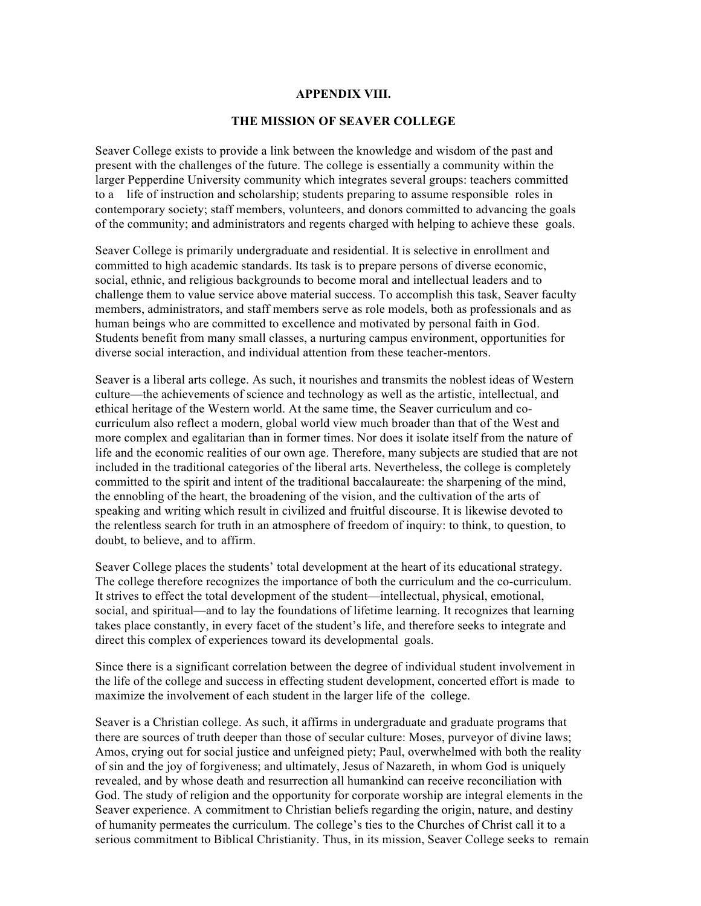# APPENDIX VIII.

## THE MISSION OF SEAVER COLLEGE

Seaver College exists to provide a link between the knowledge and wisdom of the past and present with the challenges of the future. The college is essentially a community within the larger Pepperdine University community which integrates several groups: teachers committed to a life of instruction and scholarship; students preparing to assume responsible roles in contemporary society; staff members, volunteers, and donors committed to advancing the goals of the community; and administrators and regents charged with helping to achieve these goals.

Seaver College is primarily undergraduate and residential. It is selective in enrollment and committed to high academic standards. Its task is to prepare persons of diverse economic, social, ethnic, and religious backgrounds to become moral and intellectual leaders and to challenge them to value service above material success. To accomplish this task, Seaver faculty members, administrators, and staff members serve as role models, both as professionals and as human beings who are committed to excellence and motivated by personal faith in God. Students benefit from many small classes, a nurturing campus environment, opportunities for diverse social interaction, and individual attention from these teacher-mentors.

Seaver is a liberal arts college. As such, it nourishes and transmits the noblest ideas of Western culture—the achievements of science and technology as well as the artistic, intellectual, and ethical heritage of the Western world. At the same time, the Seaver curriculum and co-curriculum also reflect a modern, global world view much broader than that of the West and more complex and egalitarian than in former times. Nor does it isolate itself from the nature of life and the economic realities of our own age. Therefore, many subjects are studied that are not included in the traditional categories of the liberal arts. Nevertheless, the college is completely committed to the spirit and intent of the traditional baccalaureate: the sharpening of the mind, the ennobling of the heart, the broadening of the vision, and the cultivation of the arts of speaking and writing which result in civilized and fruitful discourse. It is likewise devoted to the relentless search for truth in an atmosphere of freedom of inquiry: to think, to question, to doubt, to believe, and to affirm.

Seaver College places the students' total development at the heart of its educational strategy. The college therefore recognizes the importance of both the curriculum and the co-curriculum. It strives to effect the total development of the student—intellectual, physical, emotional, social, and spiritual—and to lay the foundations of lifetime learning. It recognizes that learning takes place constantly, in every facet of the student's life, and therefore seeks to integrate and direct this complex of experiences toward its developmental goals.

Since there is a significant correlation between the degree of individual student involvement in the life of the college and success in effecting student development, concerted effort is made to maximize the involvement of each student in the larger life of the college.

Seaver is a Christian college. As such, it affirms in undergraduate and graduate programs that there are sources of truth deeper than those of secular culture: Moses, purveyor of divine laws; Amos, crying out for social justice and unfeigned piety; Paul, overwhelmed with both the reality of sin and the joy of forgiveness; and ultimately, Jesus of Nazareth, in whom God is uniquely revealed, and by whose death and resurrection all humankind can receive reconciliation with God. The study of religion and the opportunity for corporate worship are integral elements in the Seaver experience. A commitment to Christian beliefs regarding the origin, nature, and destiny of humanity permeates the curriculum. The college's ties to the Churches of Christ call it to a serious commitment to Biblical Christianity. Thus, in its mission, Seaver College seeks to remain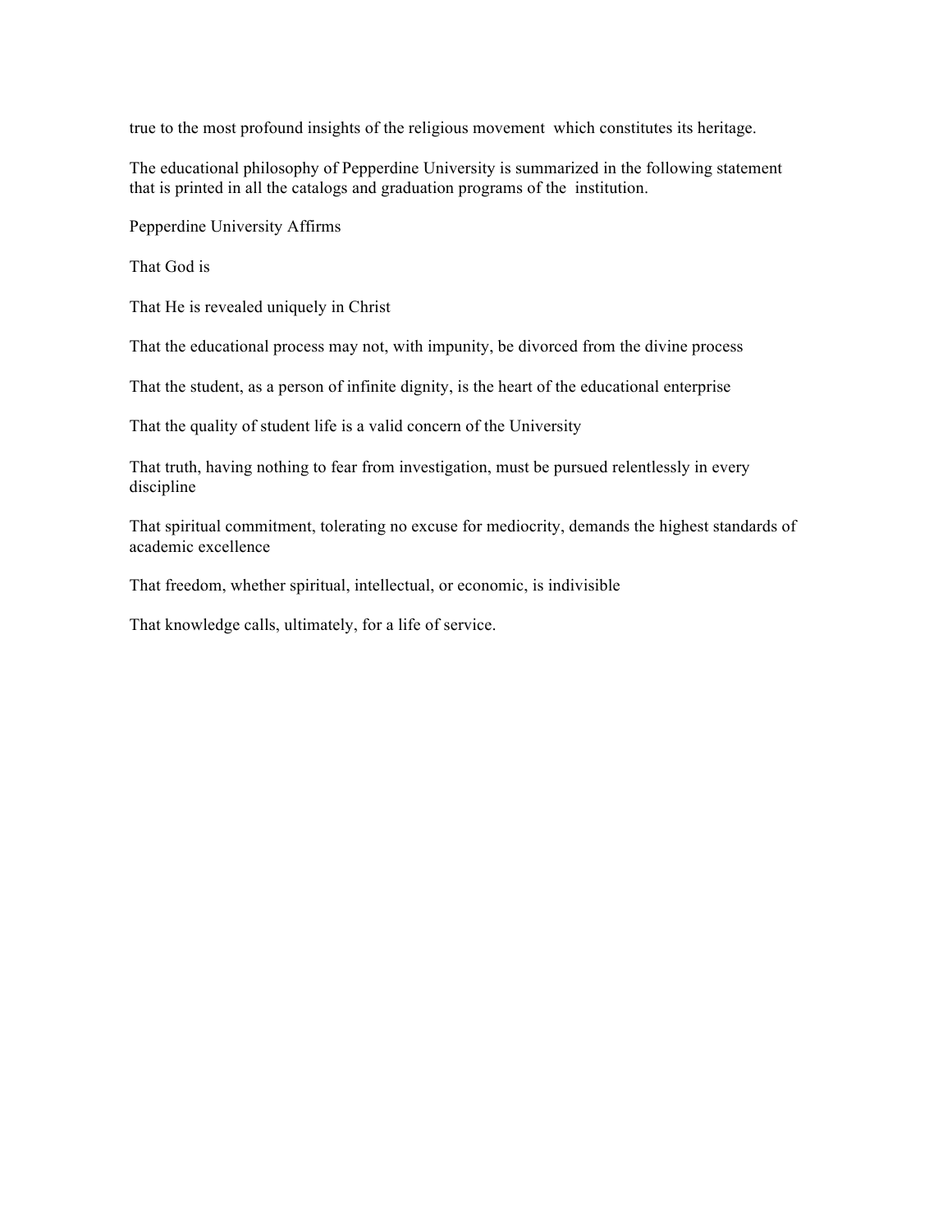true to the most profound insights of the religious movement which constitutes its heritage.

The educational philosophy of Pepperdine University is summarized in the following statement that is printed in all the catalogs and graduation programs of the institution.

Pepperdine University Affirms

That God is

That He is revealed uniquely in Christ

That the educational process may not, with impunity, be divorced from the divine process

That the student, as a person of infinite dignity, is the heart of the educational enterprise

That the quality of student life is a valid concern of the University

That truth, having nothing to fear from investigation, must be pursued relentlessly in every discipline

That spiritual commitment, tolerating no excuse for mediocrity, demands the highest standards of academic excellence

That freedom, whether spiritual, intellectual, or economic, is indivisible

That knowledge calls, ultimately, for a life of service.